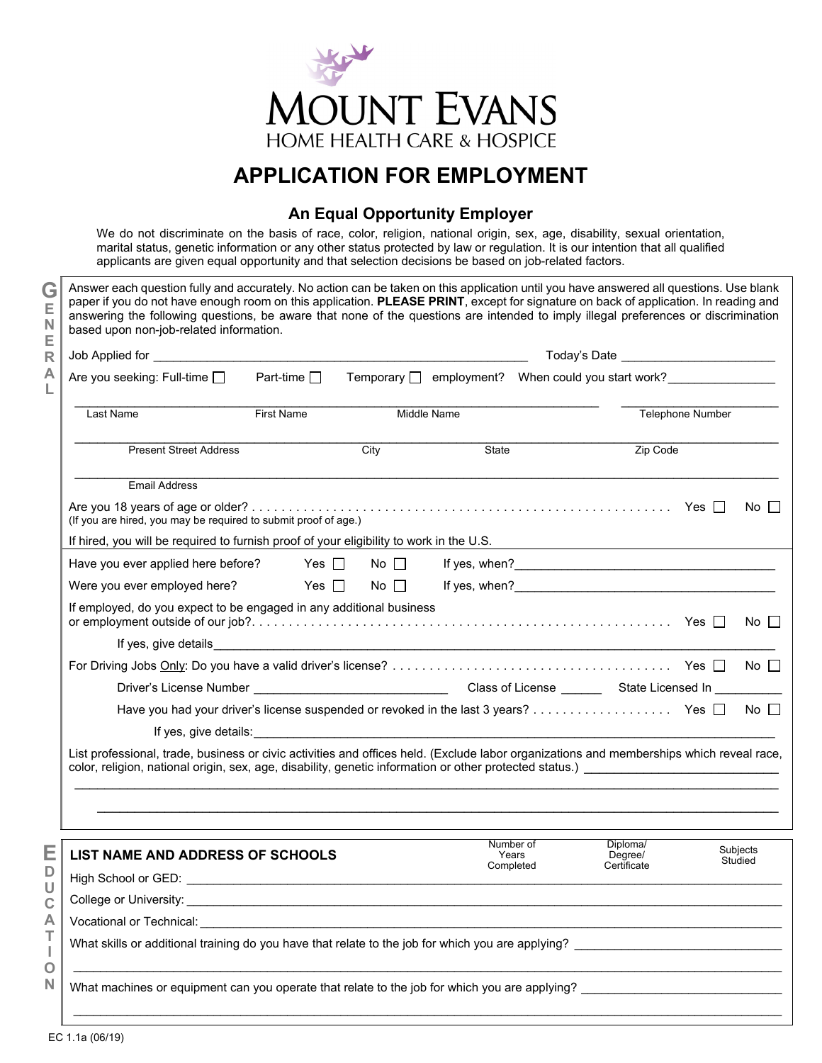# MOUNT EVANS

HOME HEALTH CARE & HOSPICE

# APPLICATION FOR EMPLOYMENT

## An Equal Opportunity Employer

We do not discriminate on the basis of race, color, religion, national origin, sex, age, disability, sexual orientation, marital status, genetic information or any other status protected by law or regulation. It is our intention that all qualified applicants are given equal opportunity and that selection decisions be based on job-related factors.

### GENERAL

Answer each question fully and accurately. No action can be taken on this application until you have answered all questions. Use blank paper if you do not have enough room on this application. **PLEASE PRINT**, except for signature on back of application. In reading and answering the following questions, be aware that none of the questions are intended to imply illegal preferences or discrimination based upon non-job-related information.

Job Applied for ______________________________ Today's Date ____________________

Are you seeking: Full-time ☐ Part-time ☐ Temporary ☐ employment? When could you start work? _______________

______________________________________________ ____________________

Last Name First Name Middle Name Telephone Number

______________________________________________________________________

Present Street Address City State Zip Code

______________________________________________________________________

Email Address

Are you 18 years of age or older? . . . . . . . . . . . . . . . . . . . . . . . . . Yes ☐ No ☐
(If you are hired, you may be required to submit proof of age.)

If hired, you will be required to furnish proof of your eligibility to work in the U.S.

Have you ever applied here before? Yes ☐ No ☐ If yes, when? ______________________________

Were you ever employed here? Yes ☐ No ☐ If yes, when? ______________________________

If employed, do you expect to be engaged in any additional business or employment outside of our job? . . . . . . . . . . . . . . . . . . . . . . . . . Yes ☐ No ☐

If yes, give details ______________________________________________________________

For Driving Jobs Only: Do you have a valid driver's license? . . . . . . . . . . . . . . . . . Yes ☐ No ☐

Driver's License Number ______________________ Class of License ______ State Licensed In _________

Have you had your driver's license suspended or revoked in the last 3 years? . . . . . . . . . Yes ☐ No ☐

If yes, give details: ______________________________________________________________

List professional, trade, business or civic activities and offices held. (Exclude labor organizations and memberships which reveal race, color, religion, national origin, sex, age, disability, genetic information or other protected status.) ______________________

______________________________________________________________________

______________________________________________________________________

### EDUCATION

| LIST NAME AND ADDRESS OF SCHOOLS | Number of Years Completed | Diploma/ Degree/ Certificate | Subjects Studied |
|---|---|---|---|
| High School or GED: | | | |
| College or University: | | | |
| Vocational or Technical: | | | |

What skills or additional training do you have that relate to the job for which you are applying? ______________________

______________________________________________________________________

What machines or equipment can you operate that relate to the job for which you are applying? ______________________

______________________________________________________________________

EC 1.1a (06/19)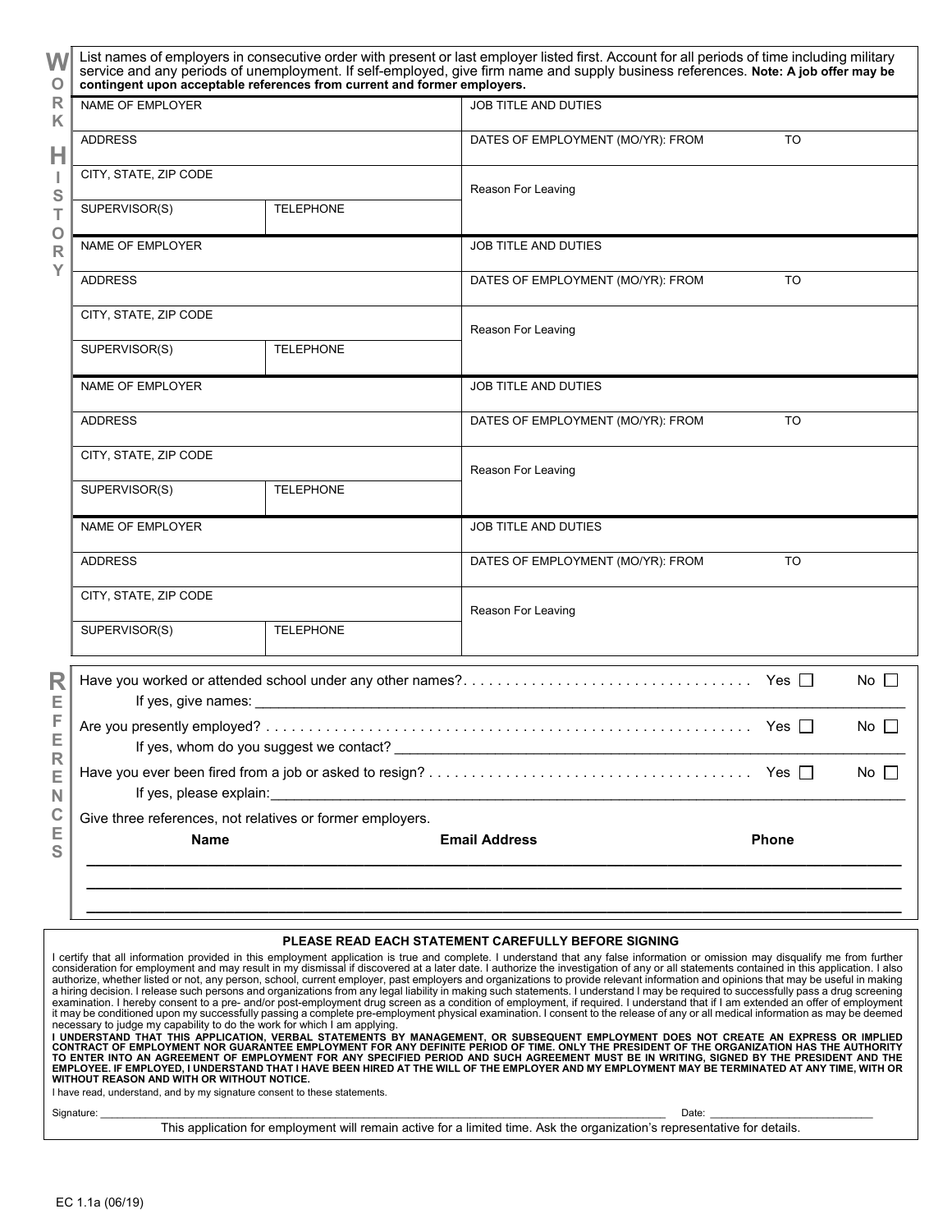## WORK HISTORY

List names of employers in consecutive order with present or last employer listed first. Account for all periods of time including military service and any periods of unemployment. If self-employed, give firm name and supply business references. **Note: A job offer may be contingent upon acceptable references from current and former employers.**

| | | |
|---|---|---|
| NAME OF EMPLOYER | | JOB TITLE AND DUTIES |
| ADDRESS | | DATES OF EMPLOYMENT (MO/YR): FROM TO |
| CITY, STATE, ZIP CODE | | Reason For Leaving |
| SUPERVISOR(S) | TELEPHONE | |

| | | |
|---|---|---|
| NAME OF EMPLOYER | | JOB TITLE AND DUTIES |
| ADDRESS | | DATES OF EMPLOYMENT (MO/YR): FROM TO |
| CITY, STATE, ZIP CODE | | Reason For Leaving |
| SUPERVISOR(S) | TELEPHONE | |

| | | |
|---|---|---|
| NAME OF EMPLOYER | | JOB TITLE AND DUTIES |
| ADDRESS | | DATES OF EMPLOYMENT (MO/YR): FROM TO |
| CITY, STATE, ZIP CODE | | Reason For Leaving |
| SUPERVISOR(S) | TELEPHONE | |

| | | |
|---|---|---|
| NAME OF EMPLOYER | | JOB TITLE AND DUTIES |
| ADDRESS | | DATES OF EMPLOYMENT (MO/YR): FROM TO |
| CITY, STATE, ZIP CODE | | Reason For Leaving |
| SUPERVISOR(S) | TELEPHONE | |

## REFERENCES

Have you worked or attended school under any other names?. . . . . . . . . . . . . . . . . . . . . . . . . . . . . . . . . Yes ☐ No ☐

If yes, give names: ________________________________________________________________

Are you presently employed? . . . . . . . . . . . . . . . . . . . . . . . . . . . . . . . . . . . . . . . . . . . . . . . . . . . . . . Yes ☐ No ☐

If yes, whom do you suggest we contact? ______________________________________________

Have you ever been fired from a job or asked to resign? . . . . . . . . . . . . . . . . . . . . . . . . . . . . . . . . . . . Yes ☐ No ☐

If yes, please explain:________________________________________________________________

Give three references, not relatives or former employers.

| Name | Email Address | Phone |
|---|---|---|
| | | |
| | | |
| | | |

### PLEASE READ EACH STATEMENT CAREFULLY BEFORE SIGNING

I certify that all information provided in this employment application is true and complete. I understand that any false information or omission may disqualify me from further consideration for employment and may result in my dismissal if discovered at a later date. I authorize the investigation of any or all statements contained in this application. I also authorize, whether listed or not, any person, school, current employer, past employers and organizations to provide relevant information and opinions that may be useful in making a hiring decision. I release such persons and organizations from any legal liability in making such statements. I understand I may be required to successfully pass a drug screening examination. I hereby consent to a pre- and/or post-employment drug screen as a condition of employment, if required. I understand that if I am extended an offer of employment it may be conditioned upon my successfully passing a complete pre-employment physical examination. I consent to the release of any or all medical information as may be deemed necessary to judge my capability to do the work for which I am applying.

**I UNDERSTAND THAT THIS APPLICATION, VERBAL STATEMENTS BY MANAGEMENT, OR SUBSEQUENT EMPLOYMENT DOES NOT CREATE AN EXPRESS OR IMPLIED CONTRACT OF EMPLOYMENT NOR GUARANTEE EMPLOYMENT FOR ANY DEFINITE PERIOD OF TIME. ONLY THE PRESIDENT OF THE ORGANIZATION HAS THE AUTHORITY TO ENTER INTO AN AGREEMENT OF EMPLOYMENT FOR ANY SPECIFIED PERIOD AND SUCH AGREEMENT MUST BE IN WRITING, SIGNED BY THE PRESIDENT AND THE EMPLOYEE. IF EMPLOYED, I UNDERSTAND THAT I HAVE BEEN HIRED AT THE WILL OF THE EMPLOYER AND MY EMPLOYMENT MAY BE TERMINATED AT ANY TIME, WITH OR WITHOUT REASON AND WITH OR WITHOUT NOTICE.**

I have read, understand, and by my signature consent to these statements.

Signature: ______________________________________________ Date: ____________________

This application for employment will remain active for a limited time. Ask the organization's representative for details.

EC 1.1a (06/19)